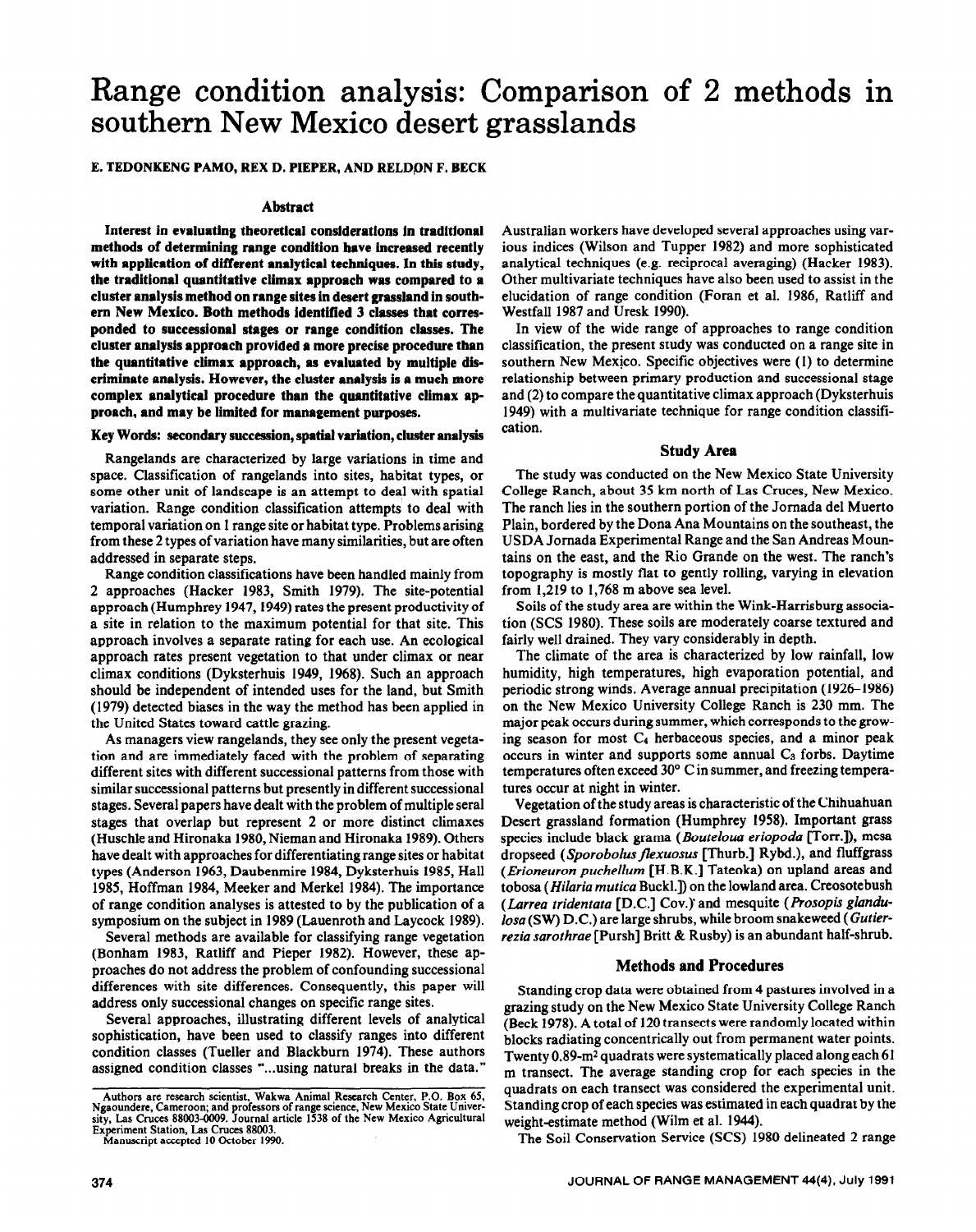# Range condition analysis: Comparison of 2 methods in southern New Mexico desert grasslands

**E. TEDONKENG PAMO, REX D. PIEPER, AND RELDON F. BECK**

## Abstract

**Interest in evaluating theoretical considerations in traditional methods of determining range condition have increased recently with application of different analytical techniques. In this study, the traditional quantitative climax approach was compared to a cluster analysis method on range sites in desert grassland in southern New Mexico. Both methods identified 3 classes that corresponded to successional stages or range condition classes. The cluster analysis approach provided a more precise procedure than the quantitative climax approach, as evaluated by multiple discriminate analysis. However, the cluster analysis is a much more complex analytical procedure than the quantitative climax approach, and may be limited for management purposes.**

**Key Words: secondary succession, spatial variation, cluster analysis**

Rangelands are characterized by large variations in time and space. Classification of rangelands into sites, habitat types, or some other unit of landscape is an attempt to deal with spatial variation. Range condition classification attempts to deal with temporal variation on 1 range site or habitat type. Problems arising from these 2 types of variation have many similarities, but are often addressed in separate steps.

Range condition classifications have been handled mainly from 2 approaches (Hacker 1983, Smith 1979). The site-potential approach (Humphrey 1947, 1949) rates the present productivity of a site in relation to the maximum potential for that site. This approach involves a separate rating for each use. An ecological approach rates present vegetation to that under climax or near climax conditions (Dyksterhuis 1949, 1968). Such an approach should be independent of intended uses for the land, but Smith (1979) detected biases in the way the method has been applied in the United States toward cattle grazing.

As managers view rangelands, they see only the present vegetation and are immediately faced with the problem of separating different sites with different successional patterns from those with similar successional patterns but presently in different successional stages. Several papers have dealt with the problem of multiple seral stages that overlap but represent 2 or more distinct climaxes (Huschle and Hironaka 1980, Nieman and Hironaka 1989). Others have dealt with approaches for differentiating range sites or habitat types (Anderson 1963, Daubenmire 1984, Dyksterhuis 1985, Hall 1985, Hoffman 1984, Meeker and Merkel 1984). The importance of range condition analyses is attested to by the publication of a symposium on the subject in 1989 (Lauenroth and Laycock 1989).

Several methods are available for classifying range vegetation (Bonham 1983, Ratliff and Pieper 1982). However, these approaches do not address the problem of confounding successional differences with site differences. Consequently, this paper will address only successional changes on specific range sites.

Several approaches, illustrating different levels of analytical sophistication, have been used to classify ranges into different condition classes (Tueller and Blackburn 1974). These authors assigned condition classes "...using natural breaks in the data." Australian workers have developed several approaches using various indices (Wilson and Tupper 1982) and more sophisticated analytical techniques (e.g. reciprocal averaging) (Hacker 1983). Other multivariate techniques have also been used to assist in the elucidation of range condition (Foran et al. 1986, Ratliff and Westfall 1987 and Uresk 1990).

In view of the wide range of approaches to range condition classification, the present study was conducted on a range site in southern New Mexico. Specific objectives were (1) to determine relationship between primary production and successional stage and (2) to compare the quantitative climax approach (Dyksterhuis 1949) with a multivariate technique for range condition classification.

Authors are research scientist, Wakwa Animal Research Center, P.O. Box 65, Ngaoundere, Cameroon; and professors of range science, New Mexico State University, Las Cruces 88003-0009. Journal article 1538 of the New Mexico Agricultural Experiment Station, Las Cruces 88003.
Manuscript accepted 10 October 1990.

## Study Area

The study was conducted on the New Mexico State University College Ranch, about 35 km north of Las Cruces, New Mexico. The ranch lies in the southern portion of the Jornada del Muerto Plain, bordered by the Dona Ana Mountains on the southeast, the USDA Jornada Experimental Range and the San Andreas Mountains on the east, and the Rio Grande on the west. The ranch's topography is mostly flat to gently rolling, varying in elevation from 1,219 to 1,768 m above sea level.

Soils of the study area are within the Wink-Harrisburg association (SCS 1980). These soils are moderately coarse textured and fairly well drained. They vary considerably in depth.

The climate of the area is characterized by low rainfall, low humidity, high temperatures, high evaporation potential, and periodic strong winds. Average annual precipitation (1926–1986) on the New Mexico University College Ranch is 230 mm. The major peak occurs during summer, which corresponds to the growing season for most $C_4$ herbaceous species, and a minor peak occurs in winter and supports some annual $C_3$ forbs. Daytime temperatures often exceed 30° C in summer, and freezing temperatures occur at night in winter.

Vegetation of the study areas is characteristic of the Chihuahuan Desert grassland formation (Humphrey 1958). Important grass species include black grama (*Bouteloua eriopoda* [Torr.]), mesa dropseed (*Sporobolus flexuosus* [Thurb.] Rybd.), and fluffgrass (*Erioneuron puchellum* [H.B.K.] Tateoka) on upland areas and tobosa (*Hilaria mutica* Buckl.]) on the lowland area. Creosotebush (*Larrea tridentata* [D.C.] Cov.) and mesquite (*Prosopis glandulosa* (SW) D.C.) are large shrubs, while broom snakeweed (*Gutierrezia sarothrae* [Pursh] Britt & Rusby) is an abundant half-shrub.

## Methods and Procedures

Standing crop data were obtained from 4 pastures involved in a grazing study on the New Mexico State University College Ranch (Beck 1978). A total of 120 transects were randomly located within blocks radiating concentrically out from permanent water points. Twenty 0.89-m² quadrats were systematically placed along each 61 m transect. The average standing crop for each species in the quadrats on each transect was considered the experimental unit. Standing crop of each species was estimated in each quadrat by the weight-estimate method (Wilm et al. 1944).

The Soil Conservation Service (SCS) 1980 delineated 2 range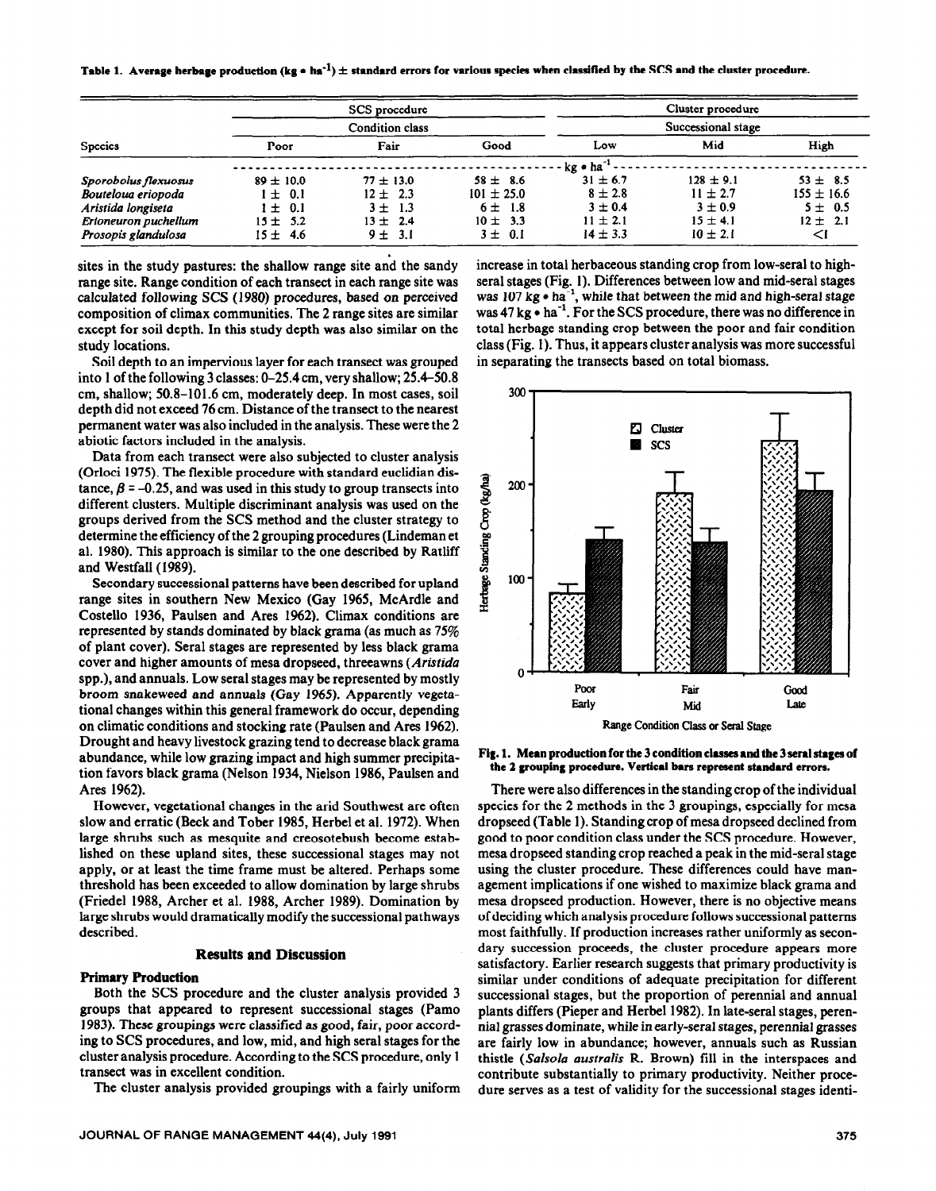**Table 1. Average herbage production (kg • ha$^{-1}$) ± standard errors for various species when classified by the SCS and the cluster procedure.**

| | SCS procedure | | | Cluster procedure | | |
|---|---|---|---|---|---|---|
| | Condition class | | | Successional stage | | |
| Species | Poor | Fair | Good | Low | Mid | High |
| | kg • ha$^{-1}$ | | | | | |
| *Sporobolus flexuosus* | 89 ± 10.0 | 77 ± 13.0 | 58 ± 8.6 | 31 ± 6.7 | 128 ± 9.1 | 53 ± 8.5 |
| *Bouteloua eriopoda* | 1 ± 0.1 | 12 ± 2.3 | 101 ± 25.0 | 8 ± 2.8 | 11 ± 2.7 | 155 ± 16.6 |
| *Aristida longiseta* | 1 ± 0.1 | 3 ± 1.3 | 6 ± 1.8 | 3 ± 0.4 | 3 ± 0.9 | 5 ± 0.5 |
| *Erioneuron puchellum* | 15 ± 5.2 | 13 ± 2.4 | 10 ± 3.3 | 11 ± 2.1 | 15 ± 4.1 | 12 ± 2.1 |
| *Prosopis glandulosa* | 15 ± 4.6 | 9 ± 3.1 | 3 ± 0.1 | 14 ± 3.3 | 10 ± 2.1 | <1 |

sites in the study pastures: the shallow range site and the sandy range site. Range condition of each transect in each range site was calculated following SCS (1980) procedures, based on perceived composition of climax communities. The 2 range sites are similar except for soil depth. In this study depth was also similar on the study locations.

Soil depth to an impervious layer for each transect was grouped into 1 of the following 3 classes: 0–25.4 cm, very shallow; 25.4–50.8 cm, shallow; 50.8–101.6 cm, moderately deep. In most cases, soil depth did not exceed 76 cm. Distance of the transect to the nearest permanent water was also included in the analysis. These were the 2 abiotic factors included in the analysis.

Data from each transect were also subjected to cluster analysis (Orloci 1975). The flexible procedure with standard euclidian distance, $\beta = -0.25$, and was used in this study to group transects into different clusters. Multiple discriminant analysis was used on the groups derived from the SCS method and the cluster strategy to determine the efficiency of the 2 grouping procedures (Lindeman et al. 1980). This approach is similar to the one described by Ratliff and Westfall (1989).

Secondary successional patterns have been described for upland range sites in southern New Mexico (Gay 1965, McArdle and Costello 1936, Paulsen and Ares 1962). Climax conditions are represented by stands dominated by black grama (as much as 75% of plant cover). Seral stages are represented by less black grama cover and higher amounts of mesa dropseed, threeawns (*Aristida* spp.), and annuals. Low seral stages may be represented by mostly broom snakeweed and annuals (Gay 1965). Apparently vegetational changes within this general framework do occur, depending on climatic conditions and stocking rate (Paulsen and Ares 1962). Drought and heavy livestock grazing tend to decrease black grama abundance, while low grazing impact and high summer precipitation favors black grama (Nelson 1934, Nielson 1986, Paulsen and Ares 1962).

However, vegetational changes in the arid Southwest are often slow and erratic (Beck and Tober 1985, Herbel et al. 1972). When large shrubs such as mesquite and creosotebush become established on these upland sites, these successional stages may not apply, or at least the time frame must be altered. Perhaps some threshold has been exceeded to allow domination by large shrubs (Friedel 1988, Archer et al. 1988, Archer 1989). Domination by large shrubs would dramatically modify the successional pathways described.

## Results and Discussion

### Primary Production

Both the SCS procedure and the cluster analysis provided 3 groups that appeared to represent successional stages (Pamo 1983). These groupings were classified as good, fair, poor according to SCS procedures, and low, mid, and high seral stages for the cluster analysis procedure. According to the SCS procedure, only 1 transect was in excellent condition.

The cluster analysis provided groupings with a fairly uniform increase in total herbaceous standing crop from low-seral to high-seral stages (Fig. 1). Differences between low and mid-seral stages was 107 kg • ha$^{-1}$, while that between the mid and high-seral stage was 47 kg • ha$^{-1}$. For the SCS procedure, there was no difference in total herbage standing crop between the poor and fair condition class (Fig. 1). Thus, it appears cluster analysis was more successful in separating the transects based on total biomass.

**Fig. 1. Mean production for the 3 condition classes and the 3 seral stages of the 2 grouping procedure. Vertical bars represent standard errors.**

There were also differences in the standing crop of the individual species for the 2 methods in the 3 groupings, especially for mesa dropseed (Table 1). Standing crop of mesa dropseed declined from good to poor condition class under the SCS procedure. However, mesa dropseed standing crop reached a peak in the mid-seral stage using the cluster procedure. These differences could have management implications if one wished to maximize black grama and mesa dropseed production. However, there is no objective means of deciding which analysis procedure follows successional patterns most faithfully. If production increases rather uniformly as secondary succession proceeds, the cluster procedure appears more satisfactory. Earlier research suggests that primary productivity is similar under conditions of adequate precipitation for different successional stages, but the proportion of perennial and annual plants differs (Pieper and Herbel 1982). In late-seral stages, perennial grasses dominate, while in early-seral stages, perennial grasses are fairly low in abundance; however, annuals such as Russian thistle (*Salsola australis* R. Brown) fill in the interspaces and contribute substantially to primary productivity. Neither procedure serves as a test of validity for the successional stages identi-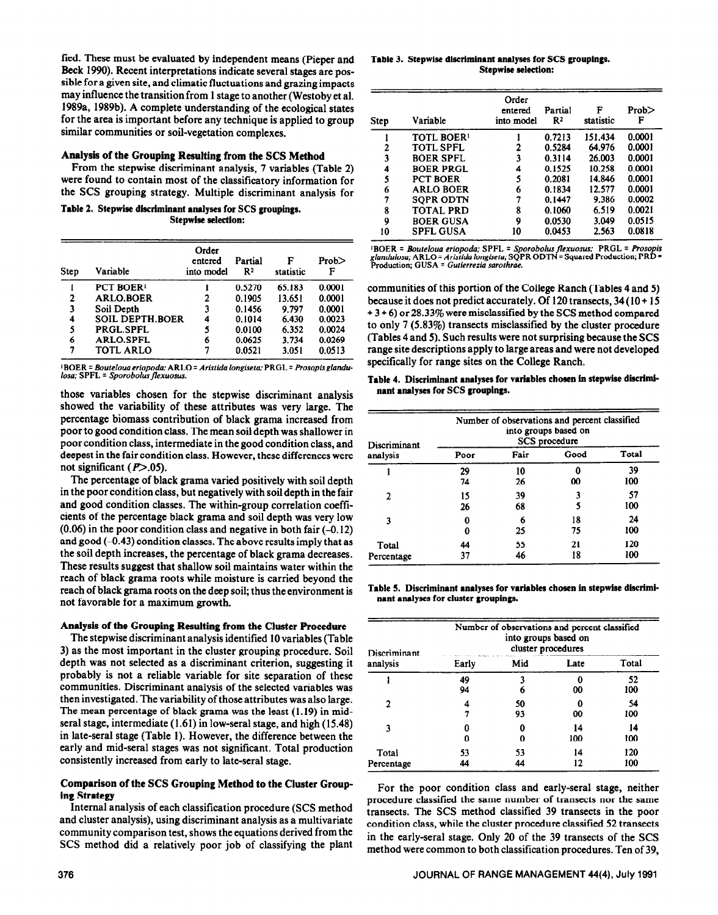fied. These must be evaluated by independent means (Pieper and Beck 1990). Recent interpretations indicate several stages are possible for a given site, and climatic fluctuations and grazing impacts may influence the transition from 1 stage to another (Westoby et al. 1989a, 1989b). A complete understanding of the ecological states for the area is important before any technique is applied to group similar communities or soil-vegetation complexes.

### Analysis of the Grouping Resulting from the SCS Method

From the stepwise discriminant analysis, 7 variables (Table 2) were found to contain most of the classificatory information for the SCS grouping strategy. Multiple discriminant analysis for those variables chosen for the stepwise discriminant analysis showed the variability of these attributes was very large. The percentage biomass contribution of black grama increased from poor to good condition class. The mean soil depth was shallower in poor condition class, intermediate in the good condition class, and deepest in the fair condition class. However, these differences were not significant ($P$>.05).

**Table 2. Stepwise discriminant analyses for SCS groupings. Stepwise selection:**

| Step | Variable | Order entered into model | Partial $R^2$ | F statistic | Prob> F |
|---|---|---|---|---|---|
| 1 | PCT BOER[1] | 1 | 0.5270 | 65.183 | 0.0001 |
| 2 | ARLO.BOER | 2 | 0.1905 | 13.651 | 0.0001 |
| 3 | Soil Depth | 3 | 0.1456 | 9.797 | 0.0001 |
| 4 | SOIL DEPTH.BOER | 4 | 0.1014 | 6.430 | 0.0023 |
| 5 | PRGL.SPFL | 5 | 0.0100 | 6.352 | 0.0024 |
| 6 | ARLO.SPFL | 6 | 0.0625 | 3.734 | 0.0269 |
| 7 | TOTL ARLO | 7 | 0.0521 | 3.051 | 0.0513 |

[1]BOER = *Bouteloua eriopoda*; ARLO = *Aristida longiseta*; PRGL = *Prosopis glandulosa*; SPFL = *Sporobolus flexuosus*.

The percentage of black grama varied positively with soil depth in the poor condition class, but negatively with soil depth in the fair and good condition classes. The within-group correlation coefficients of the percentage black grama and soil depth was very low (0.06) in the poor condition class and negative in both fair (–0.12) and good (–0.43) condition classes. The above results imply that as the soil depth increases, the percentage of black grama decreases. These results suggest that shallow soil maintains water within the reach of black grama roots while moisture is carried beyond the reach of black grama roots on the deep soil; thus the environment is not favorable for a maximum growth.

### Analysis of the Grouping Resulting from the Cluster Procedure

The stepwise discriminant analysis identified 10 variables (Table 3) as the most important in the cluster grouping procedure. Soil depth was not selected as a discriminant criterion, suggesting it probably is not a reliable variable for site separation of these communities. Discriminant analysis of the selected variables was then investigated. The variability of those attributes was also large. The mean percentage of black grama was the least (1.19) in mid-seral stage, intermediate (1.61) in low-seral stage, and high (15.48) in late-seral stage (Table 1). However, the difference between the early and mid-seral stages was not significant. Total production consistently increased from early to late-seral stage.

**Table 3. Stepwise discriminant analyses for SCS groupings. Stepwise selection:**

| Step | Variable | Order entered into model | Partial $R^2$ | F statistic | Prob> F |
|---|---|---|---|---|---|
| 1 | TOTL BOER[1] | 1 | 0.7213 | 151.434 | 0.0001 |
| 2 | TOTL SPFL | 2 | 0.5284 | 64.976 | 0.0001 |
| 3 | BOER SPFL | 3 | 0.3114 | 26.003 | 0.0001 |
| 4 | BOER PRGL | 4 | 0.1525 | 10.258 | 0.0001 |
| 5 | PCT BOER | 5 | 0.2081 | 14.846 | 0.0001 |
| 6 | ARLO BOER | 6 | 0.1834 | 12.577 | 0.0001 |
| 7 | SQPR ODTN | 7 | 0.1447 | 9.386 | 0.0002 |
| 8 | TOTAL PRD | 8 | 0.1060 | 6.519 | 0.0021 |
| 9 | BOER GUSA | 9 | 0.0530 | 3.049 | 0.0515 |
| 10 | SPFL GUSA | 10 | 0.0453 | 2.563 | 0.0818 |

[1]BOER = *Bouteloua eriopoda*; SPFL = *Sporobolus flexuosus*; PRGL = *Prosopis glandulosa*; ARLO = *Aristida longiseta*; SQPR ODTN = Squared Production; PRD = Production; GUSA = *Gutierrezia sarothrae*.

### Comparison of the SCS Grouping Method to the Cluster Grouping Strategy

Internal analysis of each classification procedure (SCS method and cluster analysis), using discriminant analysis as a multivariate community comparison test, shows the equations derived from the SCS method did a relatively poor job of classifying the plant communities of this portion of the College Ranch (Tables 4 and 5) because it does not predict accurately. Of 120 transects, 34 (10 + 15 + 3 + 6) or 28.33% were misclassified by the SCS method compared to only 7 (5.83%) transects misclassified by the cluster procedure (Tables 4 and 5). Such results were not surprising because the SCS range site descriptions apply to large areas and were not developed specifically for range sites on the College Ranch.

**Table 4. Discriminant analyses for variables chosen in stepwise discriminant analyses for SCS groupings.**

| Discriminant analysis | Number of observations and percent classified into groups based on SCS procedure | | | |
|---|---|---|---|---|
| | Poor | Fair | Good | Total |
| 1 | 29 | 10 | 0 | 39 |
| | 74 | 26 | 00 | 100 |
| 2 | 15 | 39 | 3 | 57 |
| | 26 | 68 | 5 | 100 |
| 3 | 0 | 6 | 18 | 24 |
| | 0 | 25 | 75 | 100 |
| Total | 44 | 55 | 21 | 120 |
| Percentage | 37 | 46 | 18 | 100 |

**Table 5. Discriminant analyses for variables chosen in stepwise discriminant analyses for cluster groupings.**

| Discriminant analysis | Number of observations and percent classified into groups based on cluster procedures | | | |
|---|---|---|---|---|
| | Early | Mid | Late | Total |
| 1 | 49 | 3 | 0 | 52 |
| | 94 | 6 | 00 | 100 |
| 2 | 4 | 50 | 0 | 54 |
| | 7 | 93 | 00 | 100 |
| 3 | 0 | 0 | 14 | 14 |
| | 0 | 0 | 100 | 100 |
| Total | 53 | 53 | 14 | 120 |
| Percentage | 44 | 44 | 12 | 100 |

For the poor condition class and early-seral stage, neither procedure classified the same number of transects nor the same transects. The SCS method classified 39 transects in the poor condition class, while the cluster procedure classified 52 transects in the early-seral stage. Only 20 of the 39 transects of the SCS method were common to both classification procedures. Ten of 39,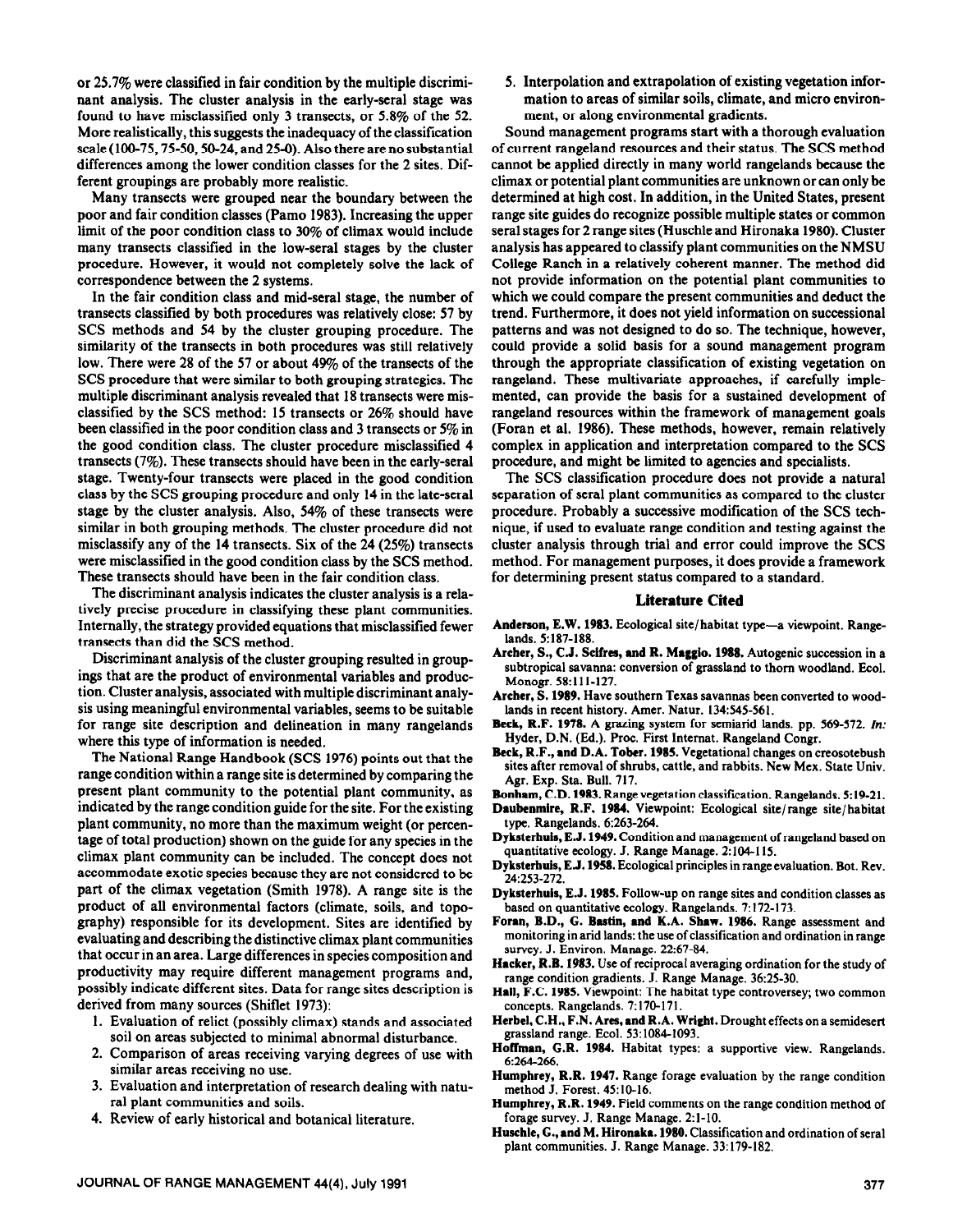or 25.7% were classified in fair condition by the multiple discriminant analysis. The cluster analysis in the early-seral stage was found to have misclassified only 3 transects, or 5.8% of the 52. More realistically, this suggests the inadequacy of the classification scale (100-75, 75-50, 50-24, and 25-0). Also there are no substantial differences among the lower condition classes for the 2 sites. Different groupings are probably more realistic.

Many transects were grouped near the boundary between the poor and fair condition classes (Pamo 1983). Increasing the upper limit of the poor condition class to 30% of climax would include many transects classified in the low-seral stages by the cluster procedure. However, it would not completely solve the lack of correspondence between the 2 systems.

In the fair condition class and mid-seral stage, the number of transects classified by both procedures was relatively close: 57 by SCS methods and 54 by the cluster grouping procedure. The similarity of the transects in both procedures was still relatively low. There were 28 of the 57 or about 49% of the transects of the SCS procedure that were similar to both grouping strategies. The multiple discriminant analysis revealed that 18 transects were misclassified by the SCS method: 15 transects or 26% should have been classified in the poor condition class and 3 transects or 5% in the good condition class. The cluster procedure misclassified 4 transects (7%). These transects should have been in the early-seral stage. Twenty-four transects were placed in the good condition class by the SCS grouping procedure and only 14 in the late-seral stage by the cluster analysis. Also, 54% of these transects were similar in both grouping methods. The cluster procedure did not misclassify any of the 14 transects. Six of the 24 (25%) transects were misclassified in the good condition class by the SCS method. These transects should have been in the fair condition class.

The discriminant analysis indicates the cluster analysis is a relatively precise procedure in classifying these plant communities. Internally, the strategy provided equations that misclassified fewer transects than did the SCS method.

Discriminant analysis of the cluster grouping resulted in groupings that are the product of environmental variables and production. Cluster analysis, associated with multiple discriminant analysis using meaningful environmental variables, seems to be suitable for range site description and delineation in many rangelands where this type of information is needed.

The National Range Handbook (SCS 1976) points out that the range condition within a range site is determined by comparing the present plant community to the potential plant community, as indicated by the range condition guide for the site. For the existing plant community, no more than the maximum weight (or percentage of total production) shown on the guide for any species in the climax plant community can be included. The concept does not accommodate exotic species because they are not considered to be part of the climax vegetation (Smith 1978). A range site is the product of all environmental factors (climate, soils, and topography) responsible for its development. Sites are identified by evaluating and describing the distinctive climax plant communities that occur in an area. Large differences in species composition and productivity may require different management programs and, possibly indicate different sites. Data for range sites description is derived from many sources (Shiflet 1973):

1. Evaluation of relict (possibly climax) stands and associated soil on areas subjected to minimal abnormal disturbance.
2. Comparison of areas receiving varying degrees of use with similar areas receiving no use.
3. Evaluation and interpretation of research dealing with natural plant communities and soils.
4. Review of early historical and botanical literature.
5. Interpolation and extrapolation of existing vegetation information to areas of similar soils, climate, and micro environment, or along environmental gradients.

Sound management programs start with a thorough evaluation of current rangeland resources and their status. The SCS method cannot be applied directly in many world rangelands because the climax or potential plant communities are unknown or can only be determined at high cost. In addition, in the United States, present range site guides do recognize possible multiple states or common seral stages for 2 range sites (Huschle and Hironaka 1980). Cluster analysis has appeared to classify plant communities on the NMSU College Ranch in a relatively coherent manner. The method did not provide information on the potential plant communities to which we could compare the present communities and deduct the trend. Furthermore, it does not yield information on successional patterns and was not designed to do so. The technique, however, could provide a solid basis for a sound management program through the appropriate classification of existing vegetation on rangeland. These multivariate approaches, if carefully implemented, can provide the basis for a sustained development of rangeland resources within the framework of management goals (Foran et al. 1986). These methods, however, remain relatively complex in application and interpretation compared to the SCS procedure, and might be limited to agencies and specialists.

The SCS classification procedure does not provide a natural separation of seral plant communities as compared to the cluster procedure. Probably a successive modification of the SCS technique, if used to evaluate range condition and testing against the cluster analysis through trial and error could improve the SCS method. For management purposes, it does provide a framework for determining present status compared to a standard.

## Literature Cited

**Anderson, E.W. 1983.** Ecological site/habitat type—a viewpoint. Rangelands. 5:187-188.

**Archer, S., C.J. Scifres, and R. Maggio. 1988.** Autogenic succession in a subtropical savanna: conversion of grassland to thorn woodland. Ecol. Monogr. 58:111-127.

**Archer, S. 1989.** Have southern Texas savannas been converted to woodlands in recent history. Amer. Natur. 134:545-561.

**Beck, R.F. 1978.** A grazing system for semiarid lands. pp. 569-572. *In:* Hyder, D.N. (Ed.). Proc. First Internat. Rangeland Congr.

**Beck, R.F., and D.A. Tober. 1985.** Vegetational changes on creosotebush sites after removal of shrubs, cattle, and rabbits. New Mex. State Univ. Agr. Exp. Sta. Bull. 717.

**Bonham, C.D. 1983.** Range vegetation classification. Rangelands. 5:19-21.

**Daubenmire, R.F. 1984.** Viewpoint: Ecological site/range site/habitat type. Rangelands. 6:263-264.

**Dyksterhuis, E.J. 1949.** Condition and management of rangeland based on quantitative ecology. J. Range Manage. 2:104-115.

**Dyksterhuis, E.J. 1958.** Ecological principles in range evaluation. Bot. Rev. 24:253-272.

**Dyksterhuis, E.J. 1985.** Follow-up on range sites and condition classes as based on quantitative ecology. Rangelands. 7:172-173.

**Foran, B.D., G. Bastin, and K.A. Shaw. 1986.** Range assessment and monitoring in arid lands: the use of classification and ordination in range survey. J. Environ. Manage. 22:67-84.

**Hacker, R.B. 1983.** Use of reciprocal averaging ordination for the study of range condition gradients. J. Range Manage. 36:25-30.

**Hall, F.C. 1985.** Viewpoint: The habitat type controversey; two common concepts. Rangelands. 7:170-171.

**Herbel, C.H., F.N. Ares, and R.A. Wright.** Drought effects on a semidesert grassland range. Ecol. 53:1084-1093.

**Hoffman, G.R. 1984.** Habitat types: a supportive view. Rangelands. 6:264-266.

**Humphrey, R.R. 1947.** Range forage evaluation by the range condition method J. Forest. 45:10-16.

**Humphrey, R.R. 1949.** Field comments on the range condition method of forage survey. J. Range Manage. 2:1-10.

**Huschle, G., and M. Hironaka. 1980.** Classification and ordination of seral plant communities. J. Range Manage. 33:179-182.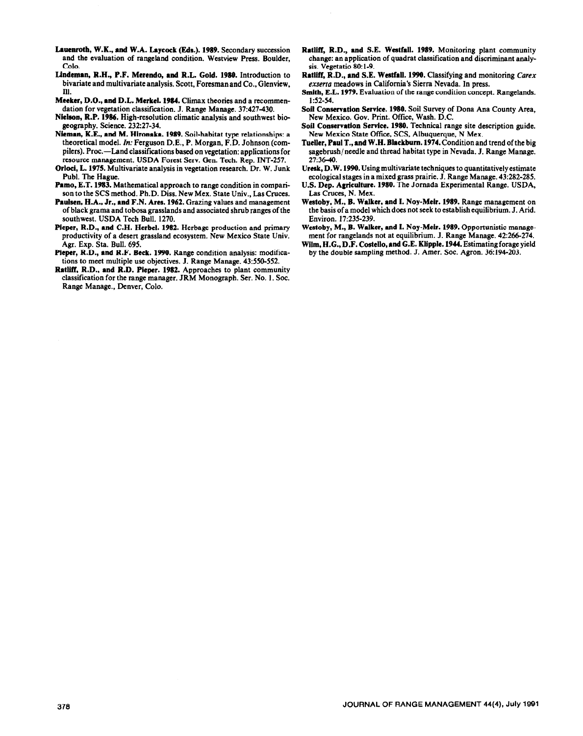**Lauenroth, W.K., and W.A. Laycock (Eds.). 1989.** Secondary succession and the evaluation of rangeland condition. Westview Press. Boulder, Colo.

**Lindeman, R.H., P.F. Merendo, and R.L. Gold. 1980.** Introduction to bivariate and multivariate analysis. Scott, Foresman and Co., Glenview, Ill.

**Meeker, D.O., and D.L. Merkel. 1984.** Climax theories and a recommendation for vegetation classification. J. Range Manage. 37:427-430.

**Nielson, R.P. 1986.** High-resolution climatic analysis and southwest biogeography. Science. 232:27-34.

**Nieman, K.E., and M. Hironaka. 1989.** Soil-habitat type relationships: a theoretical model. *In:* Ferguson D.E., P. Morgan, F.D. Johnson (compilers). Proc.—Land classifications based on vegetation: applications for resource management. USDA Forest Serv. Gen. Tech. Rep. INT-257.

**Orloci, L. 1975.** Multivariate analysis in vegetation research. Dr. W. Junk Publ. The Hague.

**Pamo, E.T. 1983.** Mathematical approach to range condition in comparison to the SCS method. Ph.D. Diss. New Mex. State Univ., Las Cruces.

**Paulsen, H.A., Jr., and F.N. Ares. 1962.** Grazing values and management of black grama and tobosa grasslands and associated shrub ranges of the southwest. USDA Tech Bull. 1270.

**Pieper, R.D., and C.H. Herbel. 1982.** Herbage production and primary productivity of a desert grassland ecosystem. New Mexico State Univ. Agr. Exp. Sta. Bull. 695.

**Pieper, R.D., and R.F. Beck. 1990.** Range condition analysis: modifications to meet multiple use objectives. J. Range Manage. 43:550-552.

**Ratliff, R.D., and R.D. Pieper. 1982.** Approaches to plant community classification for the range manager. JRM Monograph. Ser. No. 1. Soc. Range Manage., Denver, Colo.

**Ratliff, R.D., and S.E. Westfall. 1989.** Monitoring plant community change: an application of quadrat classification and discriminant analysis. Vegetatio 80:1-9.

**Ratliff, R.D., and S.E. Westfall. 1990.** Classifying and monitoring *Carex exserta* meadows in California's Sierra Nevada. In press.

**Smith, E.L. 1979.** Evaluation of the range condition concept. Rangelands. 1:52-54.

**Soil Conservation Service. 1980.** Soil Survey of Dona Ana County Area, New Mexico. Gov. Print. Office, Wash. D.C.

**Soil Conservation Service. 1980.** Technical range site description guide. New Mexico State Office, SCS, Albuquerque, N Mex.

**Tueller, Paul T., and W.H. Blackburn. 1974.** Condition and trend of the big sagebrush/needle and thread habitat type in Nevada. J. Range Manage. 27:36-40.

**Uresk, D.W. 1990.** Using multivariate techniques to quantitatively estimate ecological stages in a mixed grass prairie. J. Range Manage. 43:282-285.

**U.S. Dep. Agriculture. 1980.** The Jornada Experimental Range. USDA, Las Cruces, N. Mex.

**Westoby, M., B. Walker, and I. Noy-Meir. 1989.** Range management on the basis of a model which does not seek to establish equilibrium. J. Arid. Environ. 17:235-239.

**Westoby, M., B. Walker, and I. Noy-Meir. 1989.** Opportunistic management for rangelands not at equilibrium. J. Range Manage. 42:266-274.

**Wilm, H.G., D.F. Costello, and G.E. Klipple. 1944.** Estimating forage yield by the double sampling method. J. Amer. Soc. Agron. 36:194-203.